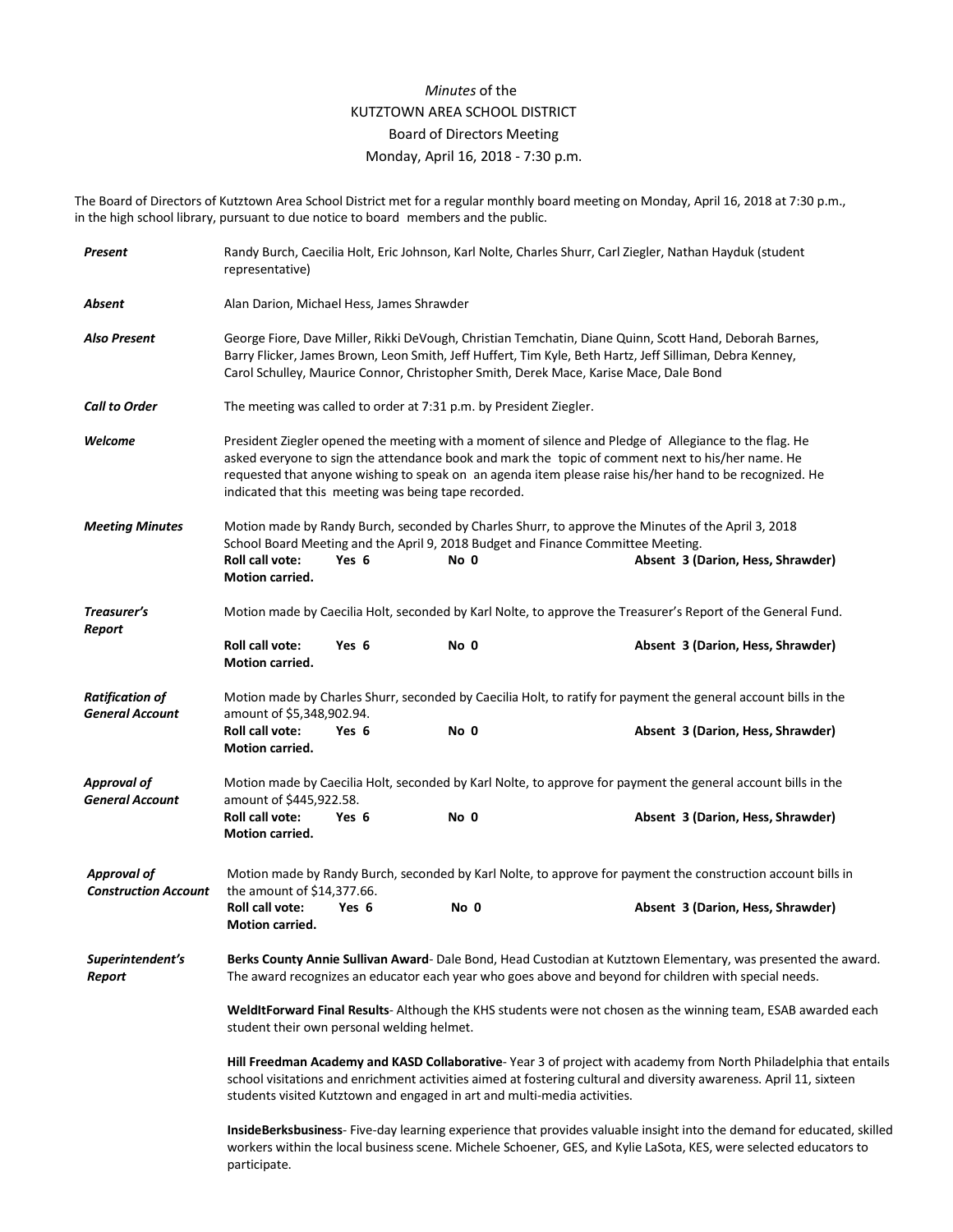*Minutes* of the
KUTZTOWN AREA SCHOOL DISTRICT
Board of Directors Meeting
Monday, April 16, 2018 - 7:30 p.m.

The Board of Directors of Kutztown Area School District met for a regular monthly board meeting on Monday, April 16, 2018 at 7:30 p.m., in the high school library, pursuant to due notice to board members and the public.

***Present*** Randy Burch, Caecilia Holt, Eric Johnson, Karl Nolte, Charles Shurr, Carl Ziegler, Nathan Hayduk (student representative)

***Absent*** Alan Darion, Michael Hess, James Shrawder

***Also Present*** George Fiore, Dave Miller, Rikki DeVough, Christian Temchatin, Diane Quinn, Scott Hand, Deborah Barnes, Barry Flicker, James Brown, Leon Smith, Jeff Huffert, Tim Kyle, Beth Hartz, Jeff Silliman, Debra Kenney, Carol Schulley, Maurice Connor, Christopher Smith, Derek Mace, Karise Mace, Dale Bond

***Call to Order*** The meeting was called to order at 7:31 p.m. by President Ziegler.

***Welcome*** President Ziegler opened the meeting with a moment of silence and Pledge of Allegiance to the flag. He asked everyone to sign the attendance book and mark the topic of comment next to his/her name. He requested that anyone wishing to speak on an agenda item please raise his/her hand to be recognized. He indicated that this meeting was being tape recorded.

***Meeting Minutes*** Motion made by Randy Burch, seconded by Charles Shurr, to approve the Minutes of the April 3, 2018 School Board Meeting and the April 9, 2018 Budget and Finance Committee Meeting.
**Roll call vote: Yes 6 No 0 Absent 3 (Darion, Hess, Shrawder)**
**Motion carried.**

***Treasurer's Report*** Motion made by Caecilia Holt, seconded by Karl Nolte, to approve the Treasurer's Report of the General Fund.
**Roll call vote: Yes 6 No 0 Absent 3 (Darion, Hess, Shrawder)**
**Motion carried.**

***Ratification of General Account*** Motion made by Charles Shurr, seconded by Caecilia Holt, to ratify for payment the general account bills in the amount of $5,348,902.94.
**Roll call vote: Yes 6 No 0 Absent 3 (Darion, Hess, Shrawder)**
**Motion carried.**

***Approval of General Account*** Motion made by Caecilia Holt, seconded by Karl Nolte, to approve for payment the general account bills in the amount of $445,922.58.
**Roll call vote: Yes 6 No 0 Absent 3 (Darion, Hess, Shrawder)**
**Motion carried.**

***Approval of Construction Account*** Motion made by Randy Burch, seconded by Karl Nolte, to approve for payment the construction account bills in the amount of $14,377.66.
**Roll call vote: Yes 6 No 0 Absent 3 (Darion, Hess, Shrawder)**
**Motion carried.**

***Superintendent's Report***

**Berks County Annie Sullivan Award**- Dale Bond, Head Custodian at Kutztown Elementary, was presented the award. The award recognizes an educator each year who goes above and beyond for children with special needs.

**WeldItForward Final Results**- Although the KHS students were not chosen as the winning team, ESAB awarded each student their own personal welding helmet.

**Hill Freedman Academy and KASD Collaborative**- Year 3 of project with academy from North Philadelphia that entails school visitations and enrichment activities aimed at fostering cultural and diversity awareness. April 11, sixteen students visited Kutztown and engaged in art and multi-media activities.

**InsideBerksbusiness**- Five-day learning experience that provides valuable insight into the demand for educated, skilled workers within the local business scene. Michele Schoener, GES, and Kylie LaSota, KES, were selected educators to participate.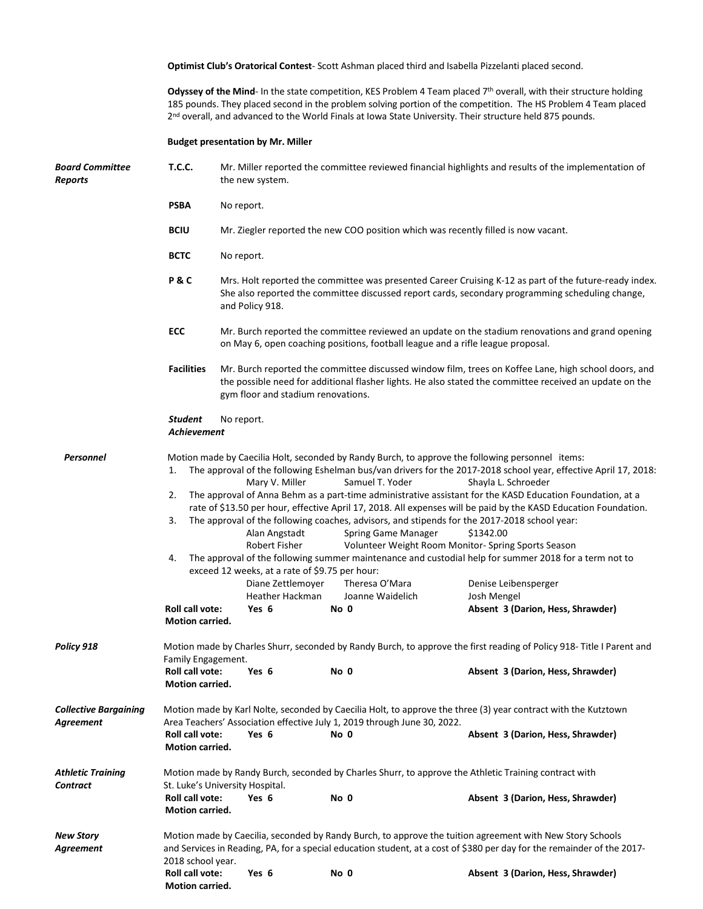**Optimist Club's Oratorical Contest**- Scott Ashman placed third and Isabella Pizzelanti placed second.

**Odyssey of the Mind**- In the state competition, KES Problem 4 Team placed 7th overall, with their structure holding 185 pounds. They placed second in the problem solving portion of the competition. The HS Problem 4 Team placed 2nd overall, and advanced to the World Finals at Iowa State University. Their structure held 875 pounds.

**Budget presentation by Mr. Miller**

***Board Committee Reports***

**T.C.C.** Mr. Miller reported the committee reviewed financial highlights and results of the implementation of the new system.

**PSBA** No report.

**BCIU** Mr. Ziegler reported the new COO position which was recently filled is now vacant.

**BCTC** No report.

**P & C** Mrs. Holt reported the committee was presented Career Cruising K-12 as part of the future-ready index. She also reported the committee discussed report cards, secondary programming scheduling change, and Policy 918.

**ECC** Mr. Burch reported the committee reviewed an update on the stadium renovations and grand opening on May 6, open coaching positions, football league and a rifle league proposal.

**Facilities** Mr. Burch reported the committee discussed window film, trees on Koffee Lane, high school doors, and the possible need for additional flasher lights. He also stated the committee received an update on the gym floor and stadium renovations.

***Student Achievement*** No report.

***Personnel***

Motion made by Caecilia Holt, seconded by Randy Burch, to approve the following personnel items:

1. The approval of the following Eshelman bus/van drivers for the 2017-2018 school year, effective April 17, 2018:

   Mary V. Miller    Samuel T. Yoder    Shayla L. Schroeder

2. The approval of Anna Behm as a part-time administrative assistant for the KASD Education Foundation, at a rate of $13.50 per hour, effective April 17, 2018. All expenses will be paid by the KASD Education Foundation.
3. The approval of the following coaches, advisors, and stipends for the 2017-2018 school year:

   Alan Angstadt    Spring Game Manager    $1342.00
   Robert Fisher    Volunteer Weight Room Monitor- Spring Sports Season

4. The approval of the following summer maintenance and custodial help for summer 2018 for a term not to exceed 12 weeks, at a rate of $9.75 per hour:

   Diane Zettlemoyer    Theresa O'Mara    Denise Leibensperger
   Heather Hackman    Joanne Waidelich    Josh Mengel

**Roll call vote:** **Yes 6** **No 0** **Absent 3 (Darion, Hess, Shrawder)**
**Motion carried.**

***Policy 918***

Motion made by Charles Shurr, seconded by Randy Burch, to approve the first reading of Policy 918- Title I Parent and Family Engagement.

**Roll call vote:** **Yes 6** **No 0** **Absent 3 (Darion, Hess, Shrawder)**
**Motion carried.**

***Collective Bargaining Agreement***

Motion made by Karl Nolte, seconded by Caecilia Holt, to approve the three (3) year contract with the Kutztown Area Teachers' Association effective July 1, 2019 through June 30, 2022.

**Roll call vote:** **Yes 6** **No 0** **Absent 3 (Darion, Hess, Shrawder)**
**Motion carried.**

***Athletic Training Contract***

Motion made by Randy Burch, seconded by Charles Shurr, to approve the Athletic Training contract with St. Luke's University Hospital.

**Roll call vote:** **Yes 6** **No 0** **Absent 3 (Darion, Hess, Shrawder)**
**Motion carried.**

***New Story Agreement***

Motion made by Caecilia, seconded by Randy Burch, to approve the tuition agreement with New Story Schools and Services in Reading, PA, for a special education student, at a cost of $380 per day for the remainder of the 2017-2018 school year.

**Roll call vote:** **Yes 6** **No 0** **Absent 3 (Darion, Hess, Shrawder)**
**Motion carried.**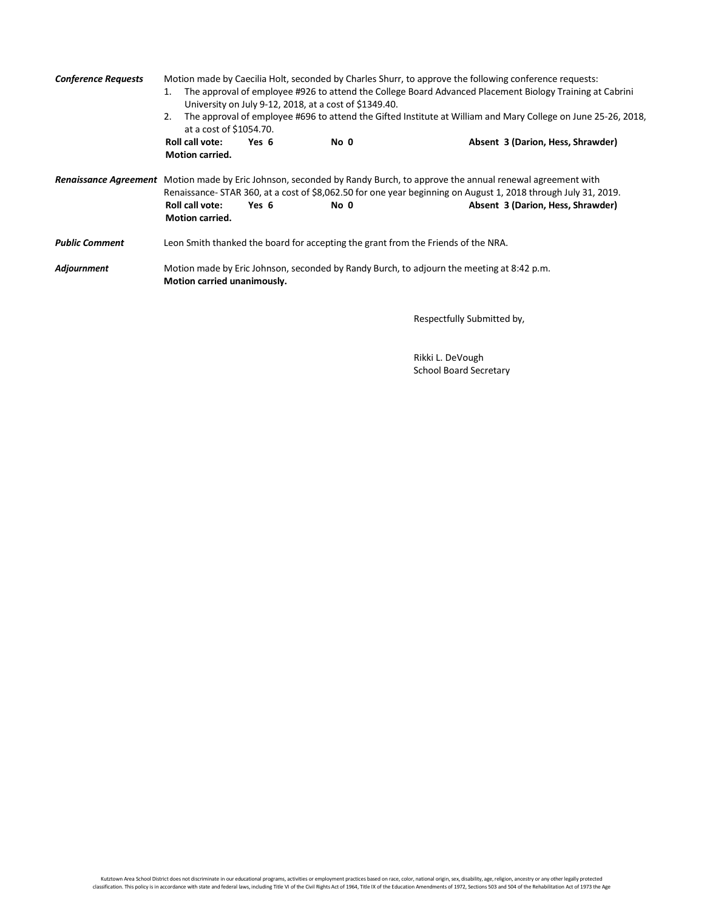***Conference Requests*** Motion made by Caecilia Holt, seconded by Charles Shurr, to approve the following conference requests:

1. The approval of employee #926 to attend the College Board Advanced Placement Biology Training at Cabrini University on July 9-12, 2018, at a cost of $1349.40.
2. The approval of employee #696 to attend the Gifted Institute at William and Mary College on June 25-26, 2018, at a cost of $1054.70.

**Roll call vote: Yes 6 No 0 Absent 3 (Darion, Hess, Shrawder)**
**Motion carried.**

***Renaissance Agreement*** Motion made by Eric Johnson, seconded by Randy Burch, to approve the annual renewal agreement with Renaissance- STAR 360, at a cost of $8,062.50 for one year beginning on August 1, 2018 through July 31, 2019.

**Roll call vote: Yes 6 No 0 Absent 3 (Darion, Hess, Shrawder)**
**Motion carried.**

***Public Comment*** Leon Smith thanked the board for accepting the grant from the Friends of the NRA.

***Adjournment*** Motion made by Eric Johnson, seconded by Randy Burch, to adjourn the meeting at 8:42 p.m.
**Motion carried unanimously.**

Respectfully Submitted by,

Rikki L. DeVough
School Board Secretary

Kutztown Area School District does not discriminate in our educational programs, activities or employment practices based on race, color, national origin, sex, disability, age, religion, ancestry or any other legally protected classification. This policy is in accordance with state and federal laws, including Title VI of the Civil Rights Act of 1964, Title IX of the Education Amendments of 1972, Sections 503 and 504 of the Rehabilitation Act of 1973 the Age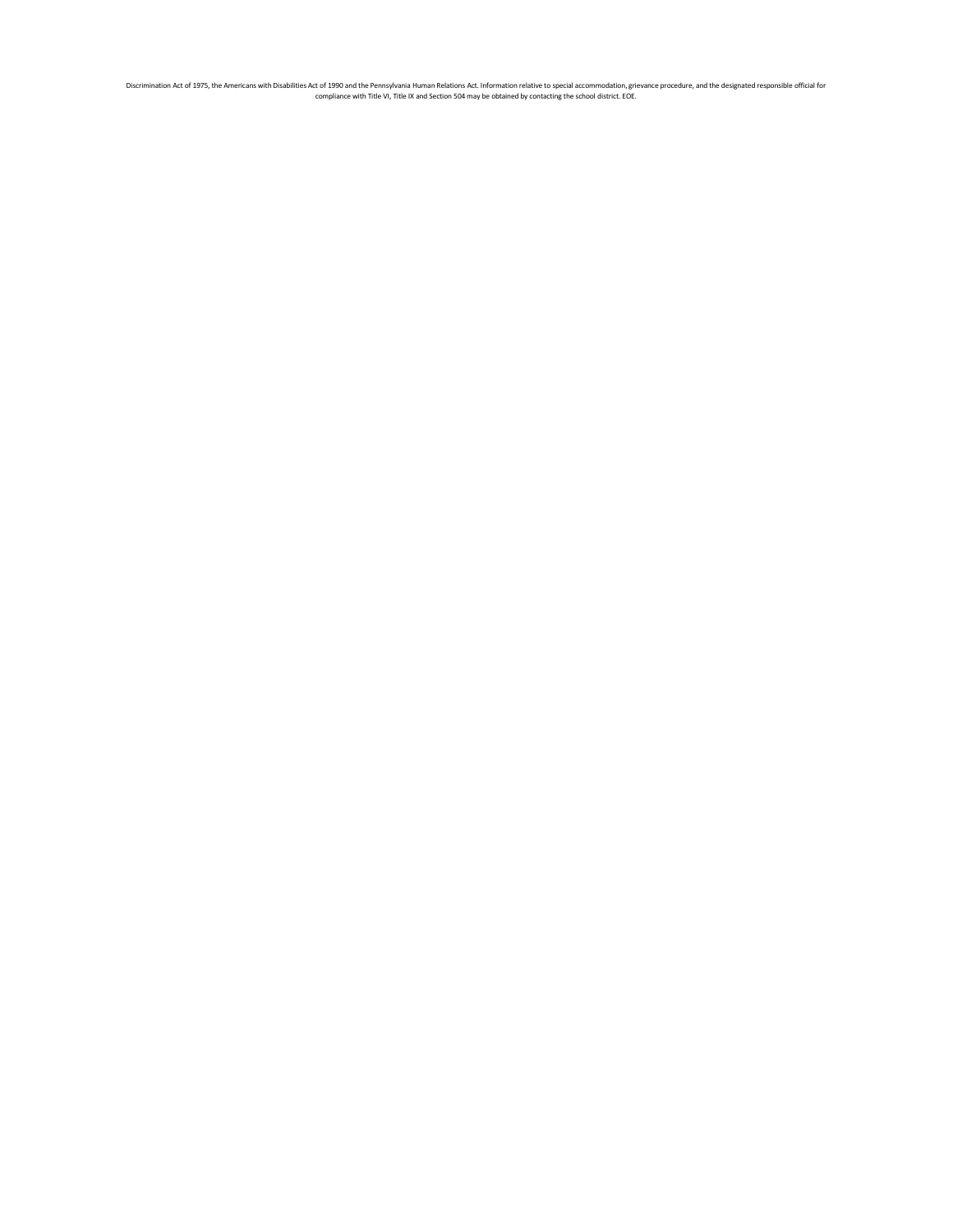Discrimination Act of 1975, the Americans with Disabilities Act of 1990 and the Pennsylvania Human Relations Act. Information relative to special accommodation, grievance procedure, and the designated responsible official for compliance with Title VI, Title IX and Section 504 may be obtained by contacting the school district. EOE.